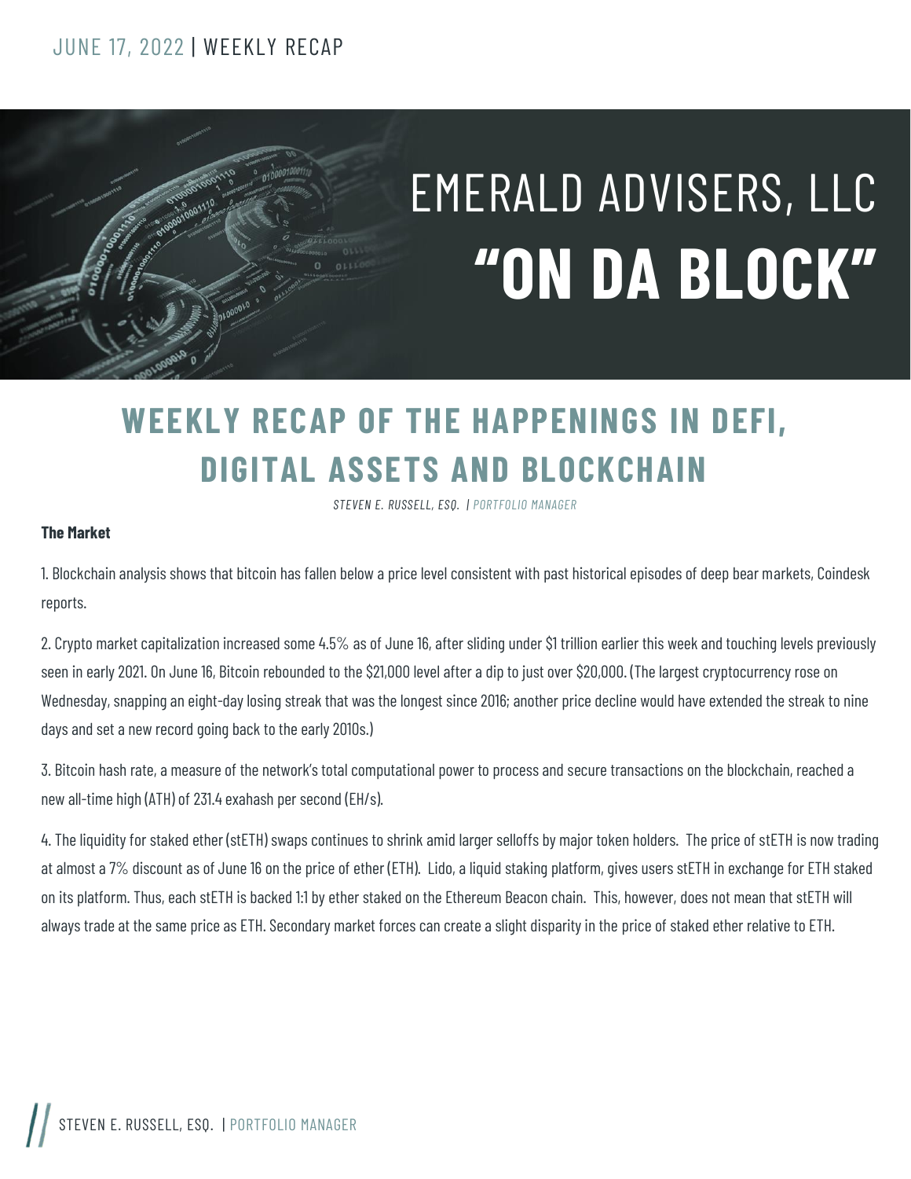JUNE 17, 2022 | WEEKLY RECAP

# EMERALD ADVISERS, LLC
# "ON DA BLOCK"

## WEEKLY RECAP OF THE HAPPENINGS IN DEFI, DIGITAL ASSETS AND BLOCKCHAIN

*STEVEN E. RUSSELL, ESQ. | PORTFOLIO MANAGER*

**The Market**

1. Blockchain analysis shows that bitcoin has fallen below a price level consistent with past historical episodes of deep bear markets, Coindesk reports.

2. Crypto market capitalization increased some 4.5% as of June 16, after sliding under $1 trillion earlier this week and touching levels previously seen in early 2021. On June 16, Bitcoin rebounded to the $21,000 level after a dip to just over $20,000. (The largest cryptocurrency rose on Wednesday, snapping an eight-day losing streak that was the longest since 2016; another price decline would have extended the streak to nine days and set a new record going back to the early 2010s.)

3. Bitcoin hash rate, a measure of the network's total computational power to process and secure transactions on the blockchain, reached a new all-time high (ATH) of 231.4 exahash per second (EH/s).

4. The liquidity for staked ether (stETH) swaps continues to shrink amid larger selloffs by major token holders. The price of stETH is now trading at almost a 7% discount as of June 16 on the price of ether (ETH). Lido, a liquid staking platform, gives users stETH in exchange for ETH staked on its platform. Thus, each stETH is backed 1:1 by ether staked on the Ethereum Beacon chain. This, however, does not mean that stETH will always trade at the same price as ETH. Secondary market forces can create a slight disparity in the price of staked ether relative to ETH.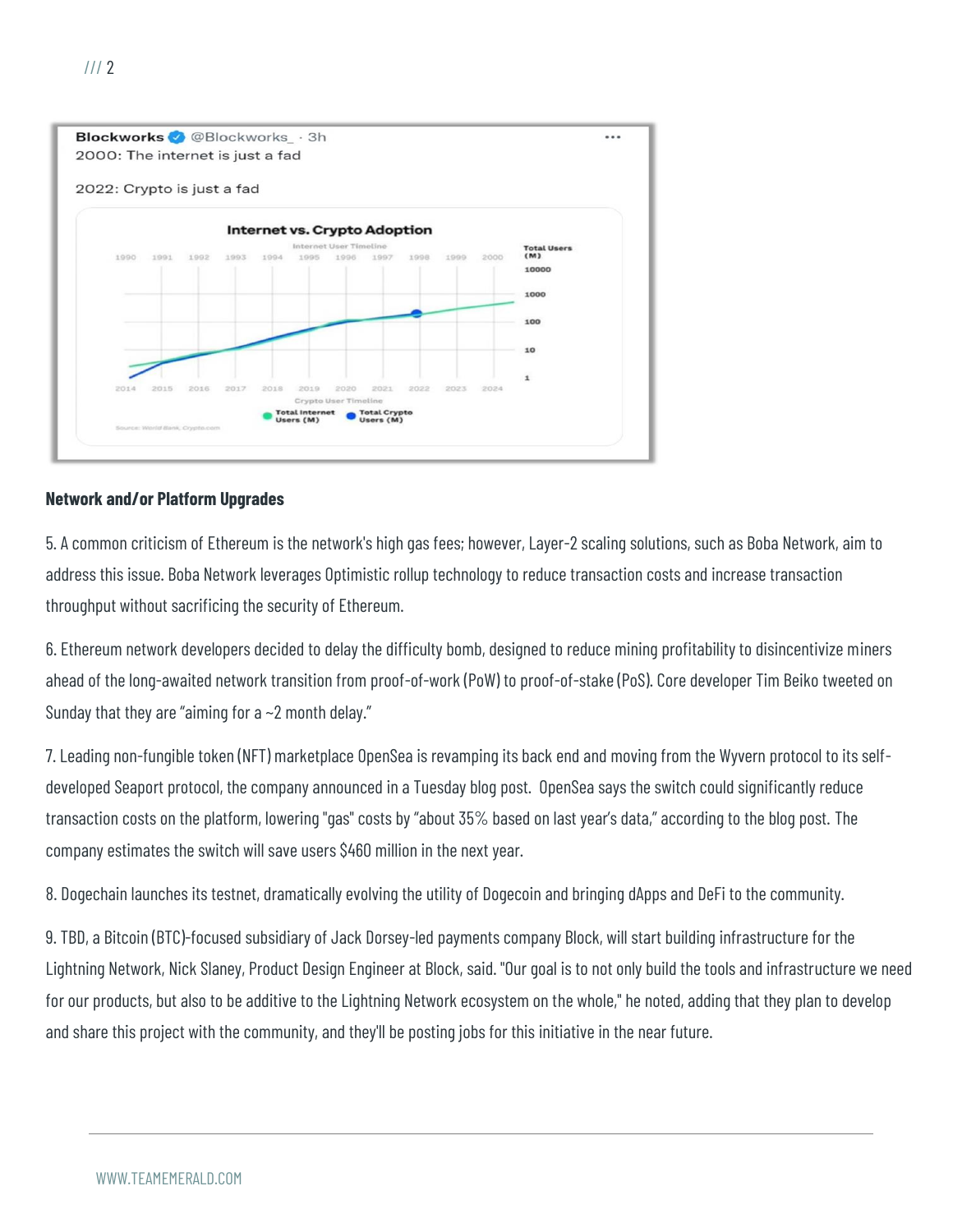Blockworks @Blockworks_ · 3h

2000: The internet is just a fad

2022: Crypto is just a fad

**Internet vs. Crypto Adoption**

**Network and/or Platform Upgrades**

5. A common criticism of Ethereum is the network's high gas fees; however, Layer-2 scaling solutions, such as Boba Network, aim to address this issue. Boba Network leverages Optimistic rollup technology to reduce transaction costs and increase transaction throughput without sacrificing the security of Ethereum.

6. Ethereum network developers decided to delay the difficulty bomb, designed to reduce mining profitability to disincentivize miners ahead of the long-awaited network transition from proof-of-work (PoW) to proof-of-stake (PoS). Core developer Tim Beiko tweeted on Sunday that they are "aiming for a ~2 month delay."

7. Leading non-fungible token (NFT) marketplace OpenSea is revamping its back end and moving from the Wyvern protocol to its self-developed Seaport protocol, the company announced in a Tuesday blog post. OpenSea says the switch could significantly reduce transaction costs on the platform, lowering "gas" costs by "about 35% based on last year's data," according to the blog post. The company estimates the switch will save users $460 million in the next year.

8. Dogechain launches its testnet, dramatically evolving the utility of Dogecoin and bringing dApps and DeFi to the community.

9. TBD, a Bitcoin (BTC)-focused subsidiary of Jack Dorsey-led payments company Block, will start building infrastructure for the Lightning Network, Nick Slaney, Product Design Engineer at Block, said. "Our goal is to not only build the tools and infrastructure we need for our products, but also to be additive to the Lightning Network ecosystem on the whole," he noted, adding that they plan to develop and share this project with the community, and they'll be posting jobs for this initiative in the near future.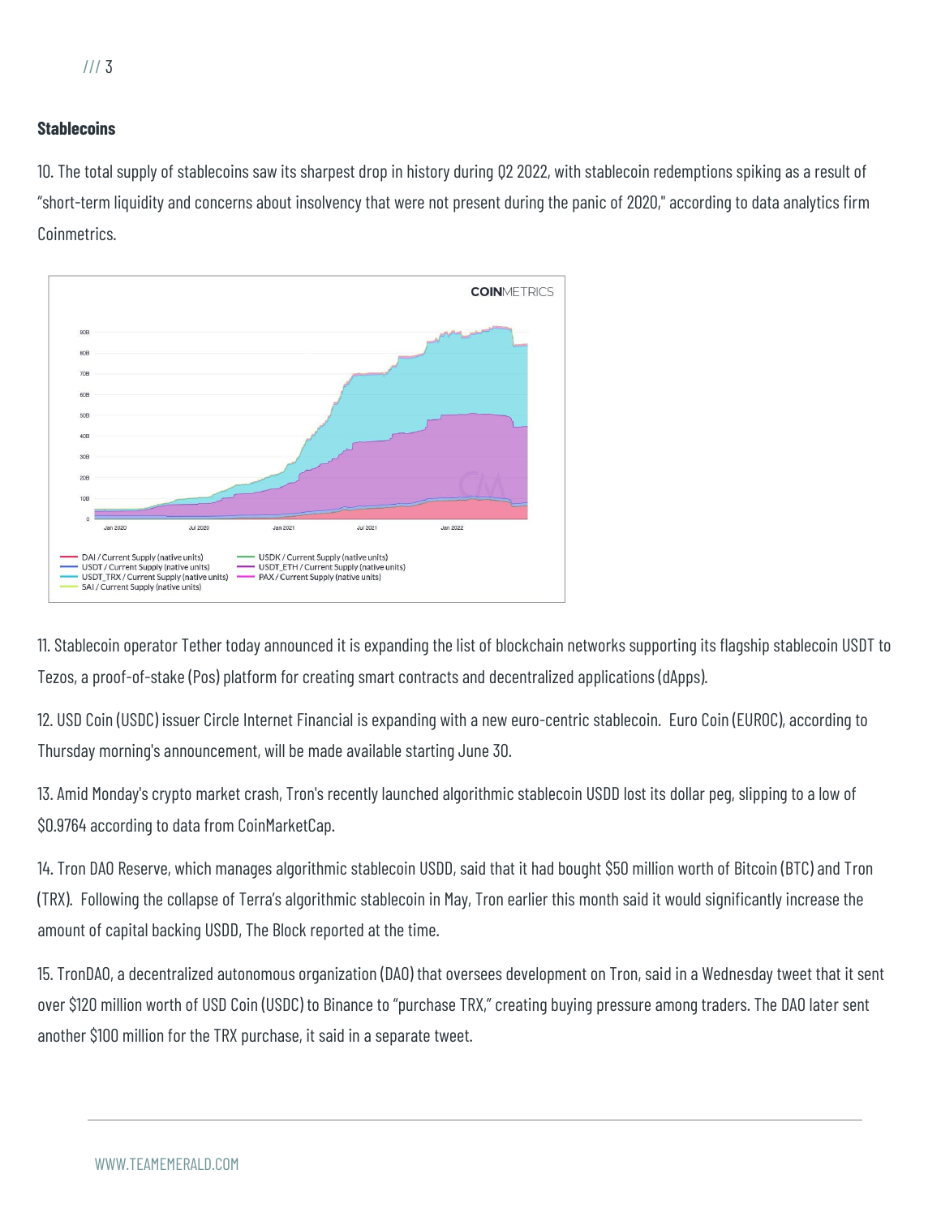## Stablecoins

10. The total supply of stablecoins saw its sharpest drop in history during Q2 2022, with stablecoin redemptions spiking as a result of "short-term liquidity and concerns about insolvency that were not present during the panic of 2020," according to data analytics firm Coinmetrics.

11. Stablecoin operator Tether today announced it is expanding the list of blockchain networks supporting its flagship stablecoin USDT to Tezos, a proof-of-stake (Pos) platform for creating smart contracts and decentralized applications (dApps).

12. USD Coin (USDC) issuer Circle Internet Financial is expanding with a new euro-centric stablecoin. Euro Coin (EUROC), according to Thursday morning's announcement, will be made available starting June 30.

13. Amid Monday's crypto market crash, Tron's recently launched algorithmic stablecoin USDD lost its dollar peg, slipping to a low of $0.9764 according to data from CoinMarketCap.

14. Tron DAO Reserve, which manages algorithmic stablecoin USDD, said that it had bought $50 million worth of Bitcoin (BTC) and Tron (TRX). Following the collapse of Terra's algorithmic stablecoin in May, Tron earlier this month said it would significantly increase the amount of capital backing USDD, The Block reported at the time.

15. TronDAO, a decentralized autonomous organization (DAO) that oversees development on Tron, said in a Wednesday tweet that it sent over $120 million worth of USD Coin (USDC) to Binance to "purchase TRX," creating buying pressure among traders. The DAO later sent another $100 million for the TRX purchase, it said in a separate tweet.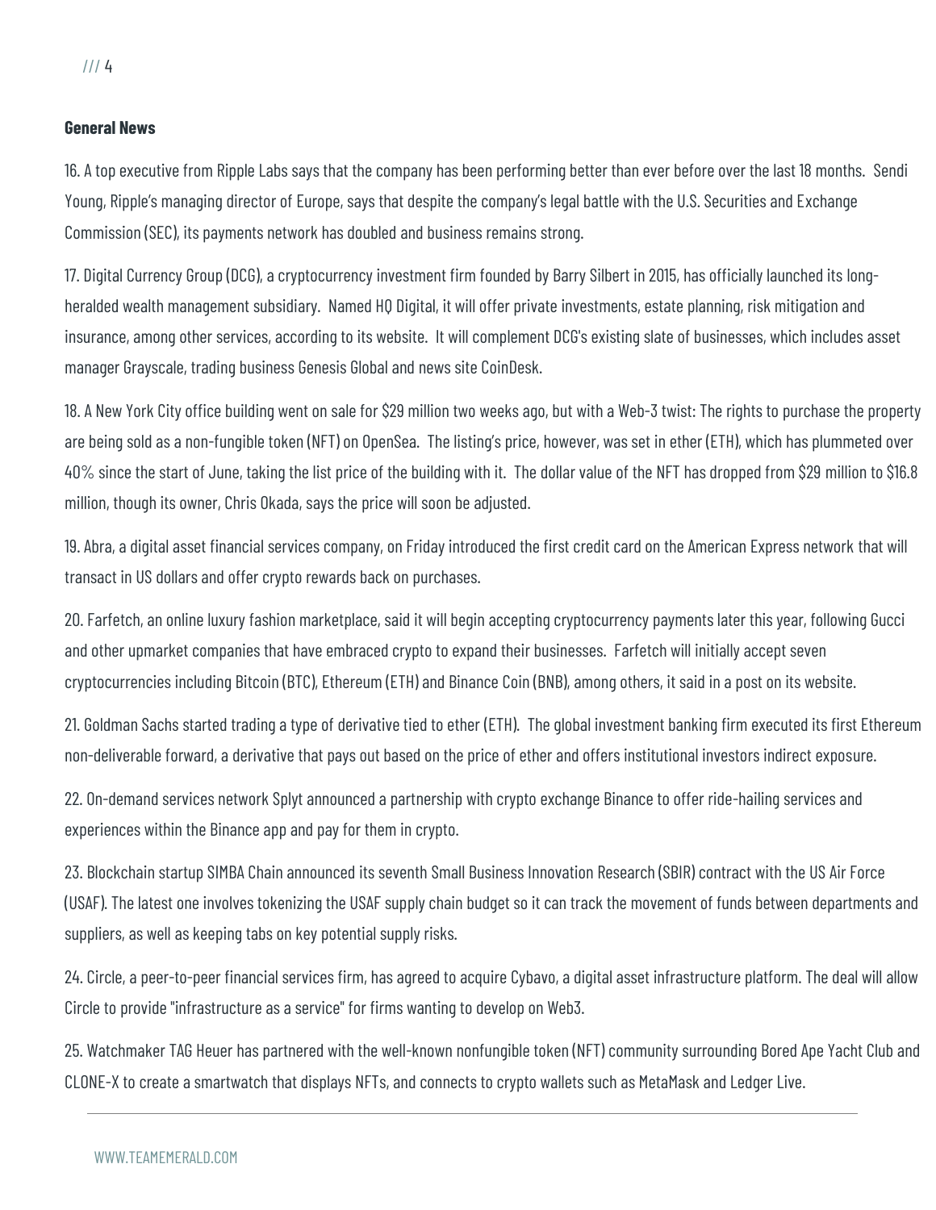**General News**

16. A top executive from Ripple Labs says that the company has been performing better than ever before over the last 18 months. Sendi Young, Ripple's managing director of Europe, says that despite the company's legal battle with the U.S. Securities and Exchange Commission (SEC), its payments network has doubled and business remains strong.

17. Digital Currency Group (DCG), a cryptocurrency investment firm founded by Barry Silbert in 2015, has officially launched its long-heralded wealth management subsidiary. Named HQ Digital, it will offer private investments, estate planning, risk mitigation and insurance, among other services, according to its website. It will complement DCG's existing slate of businesses, which includes asset manager Grayscale, trading business Genesis Global and news site CoinDesk.

18. A New York City office building went on sale for $29 million two weeks ago, but with a Web-3 twist: The rights to purchase the property are being sold as a non-fungible token (NFT) on OpenSea. The listing's price, however, was set in ether (ETH), which has plummeted over 40% since the start of June, taking the list price of the building with it. The dollar value of the NFT has dropped from $29 million to $16.8 million, though its owner, Chris Okada, says the price will soon be adjusted.

19. Abra, a digital asset financial services company, on Friday introduced the first credit card on the American Express network that will transact in US dollars and offer crypto rewards back on purchases.

20. Farfetch, an online luxury fashion marketplace, said it will begin accepting cryptocurrency payments later this year, following Gucci and other upmarket companies that have embraced crypto to expand their businesses. Farfetch will initially accept seven cryptocurrencies including Bitcoin (BTC), Ethereum (ETH) and Binance Coin (BNB), among others, it said in a post on its website.

21. Goldman Sachs started trading a type of derivative tied to ether (ETH). The global investment banking firm executed its first Ethereum non-deliverable forward, a derivative that pays out based on the price of ether and offers institutional investors indirect exposure.

22. On-demand services network Splyt announced a partnership with crypto exchange Binance to offer ride-hailing services and experiences within the Binance app and pay for them in crypto.

23. Blockchain startup SIMBA Chain announced its seventh Small Business Innovation Research (SBIR) contract with the US Air Force (USAF). The latest one involves tokenizing the USAF supply chain budget so it can track the movement of funds between departments and suppliers, as well as keeping tabs on key potential supply risks.

24. Circle, a peer-to-peer financial services firm, has agreed to acquire Cybavo, a digital asset infrastructure platform. The deal will allow Circle to provide "infrastructure as a service" for firms wanting to develop on Web3.

25. Watchmaker TAG Heuer has partnered with the well-known nonfungible token (NFT) community surrounding Bored Ape Yacht Club and CLONE-X to create a smartwatch that displays NFTs, and connects to crypto wallets such as MetaMask and Ledger Live.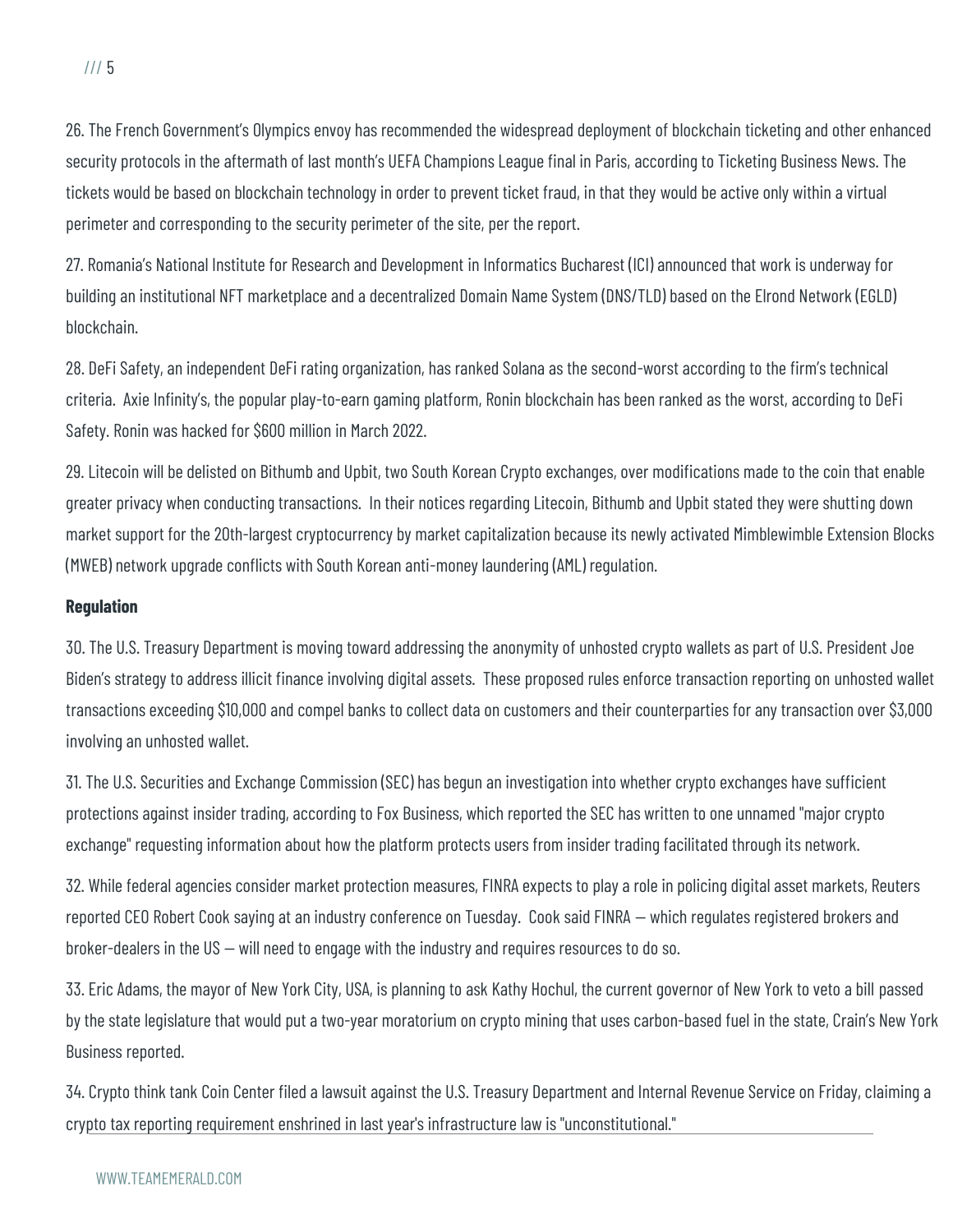26. The French Government's Olympics envoy has recommended the widespread deployment of blockchain ticketing and other enhanced security protocols in the aftermath of last month's UEFA Champions League final in Paris, according to Ticketing Business News. The tickets would be based on blockchain technology in order to prevent ticket fraud, in that they would be active only within a virtual perimeter and corresponding to the security perimeter of the site, per the report.

27. Romania's National Institute for Research and Development in Informatics Bucharest (ICI) announced that work is underway for building an institutional NFT marketplace and a decentralized Domain Name System (DNS/TLD) based on the Elrond Network (EGLD) blockchain.

28. DeFi Safety, an independent DeFi rating organization, has ranked Solana as the second-worst according to the firm's technical criteria. Axie Infinity's, the popular play-to-earn gaming platform, Ronin blockchain has been ranked as the worst, according to DeFi Safety. Ronin was hacked for $600 million in March 2022.

29. Litecoin will be delisted on Bithumb and Upbit, two South Korean Crypto exchanges, over modifications made to the coin that enable greater privacy when conducting transactions. In their notices regarding Litecoin, Bithumb and Upbit stated they were shutting down market support for the 20th-largest cryptocurrency by market capitalization because its newly activated Mimblewimble Extension Blocks (MWEB) network upgrade conflicts with South Korean anti-money laundering (AML) regulation.

**Regulation**

30. The U.S. Treasury Department is moving toward addressing the anonymity of unhosted crypto wallets as part of U.S. President Joe Biden's strategy to address illicit finance involving digital assets. These proposed rules enforce transaction reporting on unhosted wallet transactions exceeding $10,000 and compel banks to collect data on customers and their counterparties for any transaction over $3,000 involving an unhosted wallet.

31. The U.S. Securities and Exchange Commission (SEC) has begun an investigation into whether crypto exchanges have sufficient protections against insider trading, according to Fox Business, which reported the SEC has written to one unnamed "major crypto exchange" requesting information about how the platform protects users from insider trading facilitated through its network.

32. While federal agencies consider market protection measures, FINRA expects to play a role in policing digital asset markets, Reuters reported CEO Robert Cook saying at an industry conference on Tuesday. Cook said FINRA — which regulates registered brokers and broker-dealers in the US — will need to engage with the industry and requires resources to do so.

33. Eric Adams, the mayor of New York City, USA, is planning to ask Kathy Hochul, the current governor of New York to veto a bill passed by the state legislature that would put a two-year moratorium on crypto mining that uses carbon-based fuel in the state, Crain's New York Business reported.

34. Crypto think tank Coin Center filed a lawsuit against the U.S. Treasury Department and Internal Revenue Service on Friday, claiming a crypto tax reporting requirement enshrined in last year's infrastructure law is "unconstitutional."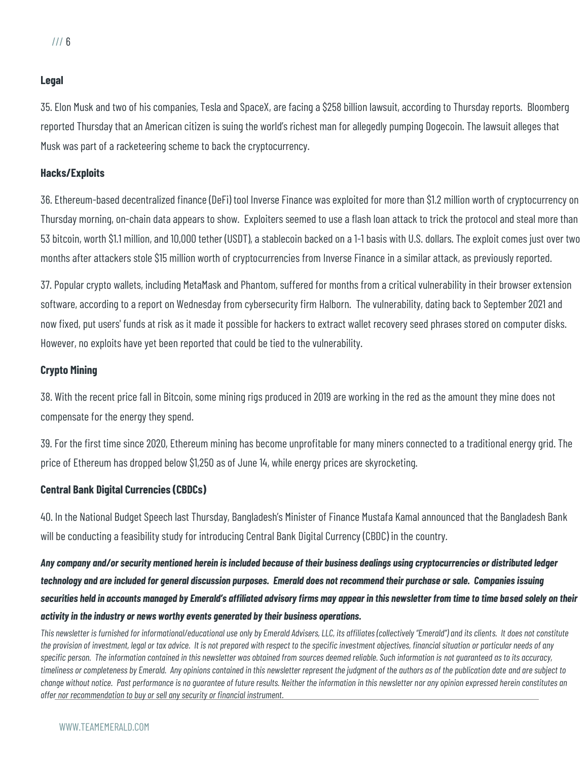## Legal

35. Elon Musk and two of his companies, Tesla and SpaceX, are facing a $258 billion lawsuit, according to Thursday reports. Bloomberg reported Thursday that an American citizen is suing the world's richest man for allegedly pumping Dogecoin. The lawsuit alleges that Musk was part of a racketeering scheme to back the cryptocurrency.

## Hacks/Exploits

36. Ethereum-based decentralized finance (DeFi) tool Inverse Finance was exploited for more than $1.2 million worth of cryptocurrency on Thursday morning, on-chain data appears to show. Exploiters seemed to use a flash loan attack to trick the protocol and steal more than 53 bitcoin, worth $1.1 million, and 10,000 tether (USDT), a stablecoin backed on a 1-1 basis with U.S. dollars. The exploit comes just over two months after attackers stole $15 million worth of cryptocurrencies from Inverse Finance in a similar attack, as previously reported.

37. Popular crypto wallets, including MetaMask and Phantom, suffered for months from a critical vulnerability in their browser extension software, according to a report on Wednesday from cybersecurity firm Halborn. The vulnerability, dating back to September 2021 and now fixed, put users' funds at risk as it made it possible for hackers to extract wallet recovery seed phrases stored on computer disks. However, no exploits have yet been reported that could be tied to the vulnerability.

## Crypto Mining

38. With the recent price fall in Bitcoin, some mining rigs produced in 2019 are working in the red as the amount they mine does not compensate for the energy they spend.

39. For the first time since 2020, Ethereum mining has become unprofitable for many miners connected to a traditional energy grid. The price of Ethereum has dropped below $1,250 as of June 14, while energy prices are skyrocketing.

## Central Bank Digital Currencies (CBDCs)

40. In the National Budget Speech last Thursday, Bangladesh's Minister of Finance Mustafa Kamal announced that the Bangladesh Bank will be conducting a feasibility study for introducing Central Bank Digital Currency (CBDC) in the country.

***Any company and/or security mentioned herein is included because of their business dealings using cryptocurrencies or distributed ledger technology and are included for general discussion purposes. Emerald does not recommend their purchase or sale. Companies issuing securities held in accounts managed by Emerald's affiliated advisory firms may appear in this newsletter from time to time based solely on their activity in the industry or news worthy events generated by their business operations.***

*This newsletter is furnished for informational/educational use only by Emerald Advisers, LLC, its affiliates (collectively "Emerald") and its clients. It does not constitute the provision of investment, legal or tax advice. It is not prepared with respect to the specific investment objectives, financial situation or particular needs of any specific person. The information contained in this newsletter was obtained from sources deemed reliable. Such information is not guaranteed as to its accuracy, timeliness or completeness by Emerald. Any opinions contained in this newsletter represent the judgment of the authors as of the publication date and are subject to change without notice. Past performance is no guarantee of future results. Neither the information in this newsletter nor any opinion expressed herein constitutes an offer nor recommendation to buy or sell any security or financial instrument.*

WWW.TEAMEMERALD.COM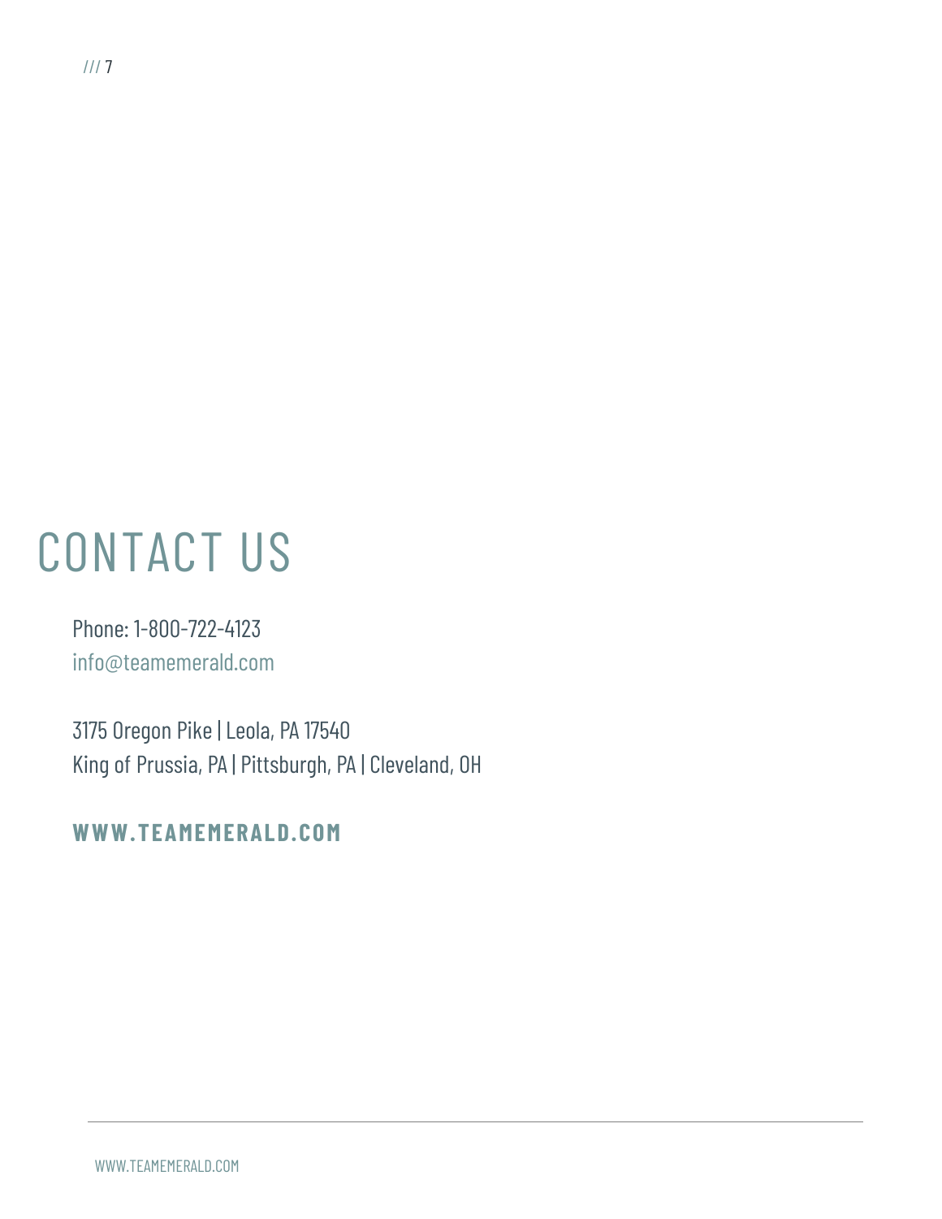# CONTACT US

Phone: 1-800-722-4123
info@teamemerald.com

3175 Oregon Pike | Leola, PA 17540
King of Prussia, PA | Pittsburgh, PA | Cleveland, OH

**WWW.TEAMEMERALD.COM**